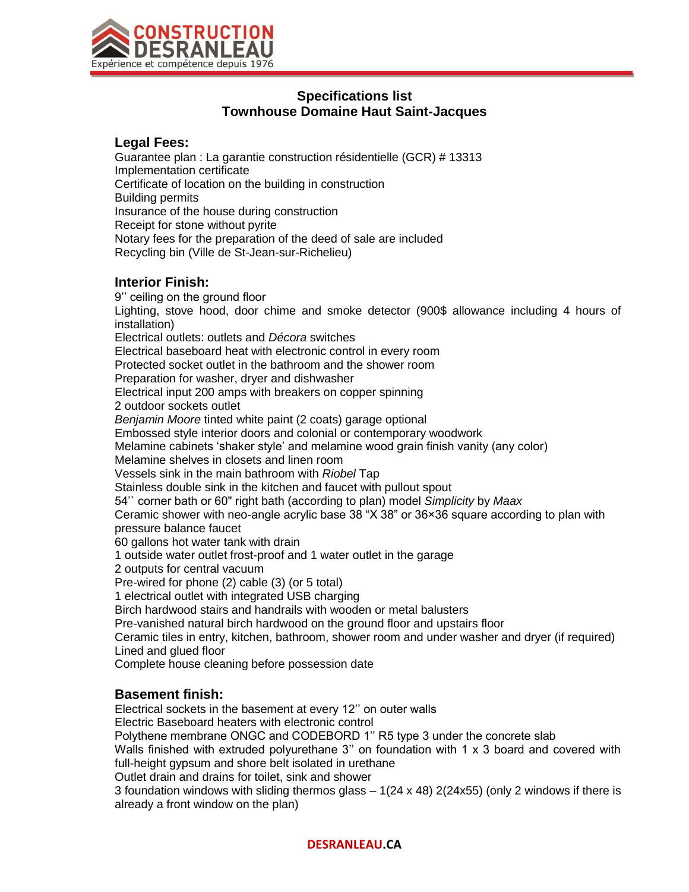CONSTRUCTION DESRANLEAU
Expérience et compétence depuis 1976

## Specifications list
## Townhouse Domaine Haut Saint-Jacques

### Legal Fees:

Guarantee plan : La garantie construction résidentielle (GCR) # 13313
Implementation certificate
Certificate of location on the building in construction
Building permits
Insurance of the house during construction
Receipt for stone without pyrite
Notary fees for the preparation of the deed of sale are included
Recycling bin (Ville de St-Jean-sur-Richelieu)

### Interior Finish:

9'' ceiling on the ground floor
Lighting, stove hood, door chime and smoke detector (900$ allowance including 4 hours of installation)
Electrical outlets: outlets and *Décora* switches
Electrical baseboard heat with electronic control in every room
Protected socket outlet in the bathroom and the shower room
Preparation for washer, dryer and dishwasher
Electrical input 200 amps with breakers on copper spinning
2 outdoor sockets outlet
*Benjamin Moore* tinted white paint (2 coats) garage optional
Embossed style interior doors and colonial or contemporary woodwork
Melamine cabinets 'shaker style' and melamine wood grain finish vanity (any color)
Melamine shelves in closets and linen room
Vessels sink in the main bathroom with *Riobel* Tap
Stainless double sink in the kitchen and faucet with pullout spout
54`` corner bath or 60" right bath (according to plan) model *Simplicity* by *Maax*
Ceramic shower with neo-angle acrylic base 38 "X 38" or 36×36 square according to plan with pressure balance faucet
60 gallons hot water tank with drain
1 outside water outlet frost-proof and 1 water outlet in the garage
2 outputs for central vacuum
Pre-wired for phone (2) cable (3) (or 5 total)
1 electrical outlet with integrated USB charging
Birch hardwood stairs and handrails with wooden or metal balusters
Pre-vanished natural birch hardwood on the ground floor and upstairs floor
Ceramic tiles in entry, kitchen, bathroom, shower room and under washer and dryer (if required)
Lined and glued floor
Complete house cleaning before possession date

### Basement finish:

Electrical sockets in the basement at every 12'' on outer walls
Electric Baseboard heaters with electronic control
Polythene membrane ONGC and CODEBORD 1'' R5 type 3 under the concrete slab
Walls finished with extruded polyurethane 3'' on foundation with 1 x 3 board and covered with full-height gypsum and shore belt isolated in urethane
Outlet drain and drains for toilet, sink and shower
3 foundation windows with sliding thermos glass – 1(24 x 48) 2(24x55) (only 2 windows if there is already a front window on the plan)

DESRANLEAU.CA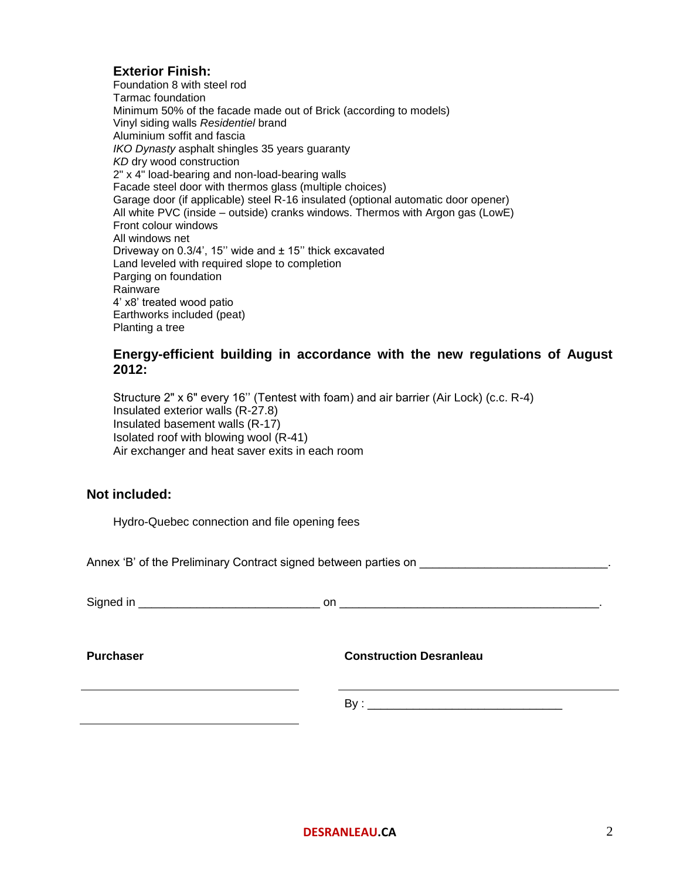## Exterior Finish:

Foundation 8 with steel rod
Tarmac foundation
Minimum 50% of the facade made out of Brick (according to models)
Vinyl siding walls *Residentiel* brand
Aluminium soffit and fascia
*IKO Dynasty* asphalt shingles 35 years guaranty
*KD* dry wood construction
2" x 4" load-bearing and non-load-bearing walls
Facade steel door with thermos glass (multiple choices)
Garage door (if applicable) steel R-16 insulated (optional automatic door opener)
All white PVC (inside – outside) cranks windows. Thermos with Argon gas (LowE)
Front colour windows
All windows net
Driveway on 0.3/4', 15'' wide and ± 15'' thick excavated
Land leveled with required slope to completion
Parging on foundation
Rainware
4' x8' treated wood patio
Earthworks included (peat)
Planting a tree

## Energy-efficient building in accordance with the new regulations of August 2012:

Structure 2" x 6" every 16'' (Tentest with foam) and air barrier (Air Lock) (c.c. R-4)
Insulated exterior walls (R-27.8)
Insulated basement walls (R-17)
Isolated roof with blowing wool (R-41)
Air exchanger and heat saver exits in each room

## Not included:

Hydro-Quebec connection and file opening fees

Annex 'B' of the Preliminary Contract signed between parties on ____________________________.

Signed in ___________________________ on _______________________________________.

**Purchaser**

_________________________________

_________________________________

**Construction Desranleau**

_________________________________

By : _____________________________